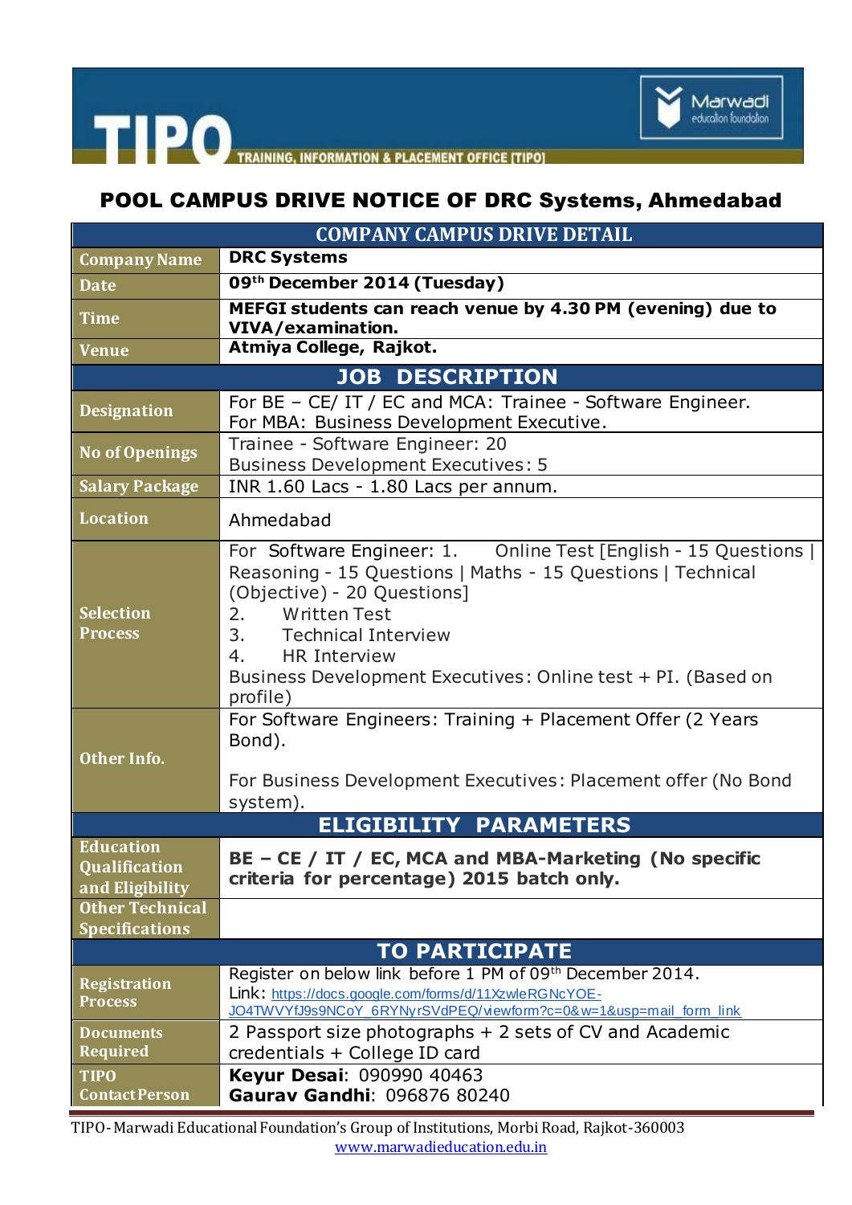TIPO — TRAINING, INFORMATION & PLACEMENT OFFICE [TIPO]

Marwadi education foundation

# POOL CAMPUS DRIVE NOTICE OF DRC Systems, Ahmedabad

| COMPANY CAMPUS DRIVE DETAIL | |
|---|---|
| Company Name | **DRC Systems** |
| Date | **09th December 2014 (Tuesday)** |
| Time | **MEFGI students can reach venue by 4.30 PM (evening) due to VIVA/examination.** |
| Venue | **Atmiya College, Rajkot.** |
| **JOB DESCRIPTION** | |
| Designation | For BE – CE/ IT / EC and MCA: Trainee - Software Engineer.<br>For MBA: Business Development Executive. |
| No of Openings | Trainee - Software Engineer: 20<br>Business Development Executives: 5 |
| Salary Package | INR 1.60 Lacs - 1.80 Lacs per annum. |
| Location | Ahmedabad |
| Selection Process | For Software Engineer: 1. Online Test [English - 15 Questions \| Reasoning - 15 Questions \| Maths - 15 Questions \| Technical (Objective) - 20 Questions]<br>2. Written Test<br>3. Technical Interview<br>4. HR Interview<br>Business Development Executives: Online test + PI. (Based on profile) |
| Other Info. | For Software Engineers: Training + Placement Offer (2 Years Bond).<br><br>For Business Development Executives: Placement offer (No Bond system). |
| **ELIGIBILITY PARAMETERS** | |
| Education Qualification and Eligibility | **BE – CE / IT / EC, MCA and MBA-Marketing (No specific criteria for percentage) 2015 batch only.** |
| Other Technical Specifications | |
| **TO PARTICIPATE** | |
| Registration Process | Register on below link before 1 PM of 09th December 2014.<br>Link: https://docs.google.com/forms/d/11XzwleRGNcYOE-JO4TWVYfJ9s9NCoY_6RYNyrSVdPEQ/viewform?c=0&w=1&usp=mail_form_link |
| Documents Required | 2 Passport size photographs + 2 sets of CV and Academic credentials + College ID card |
| TIPO Contact Person | **Keyur Desai**: 090990 40463<br>**Gaurav Gandhi**: 096876 80240 |

TIPO-Marwadi Educational Foundation's Group of Institutions, Morbi Road, Rajkot-360003
www.marwadieducation.edu.in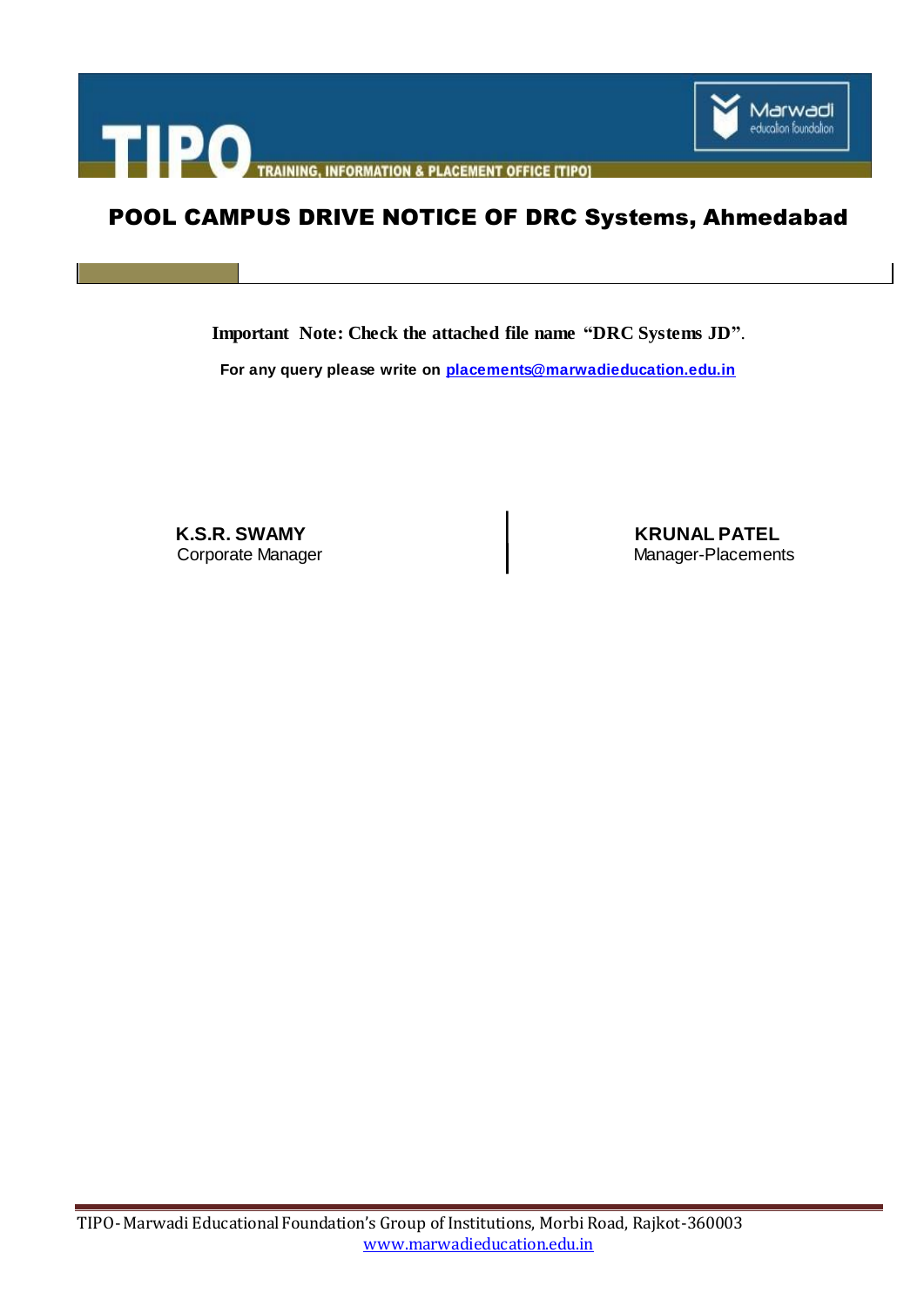TIPO TRAINING, INFORMATION & PLACEMENT OFFICE [TIPO]

Marwadi education foundation

# POOL CAMPUS DRIVE NOTICE OF DRC Systems, Ahmedabad

**Important Note: Check the attached file name "DRC Systems JD".**

**For any query please write on [placements@marwadieducation.edu.in](mailto:placements@marwadieducation.edu.in)**

| | |
|---|---|
| **K.S.R. SWAMY**<br>Corporate Manager | **KRUNAL PATEL**<br>Manager-Placements |

TIPO- Marwadi Educational Foundation's Group of Institutions, Morbi Road, Rajkot-360003
[www.marwadieducation.edu.in](http://www.marwadieducation.edu.in)